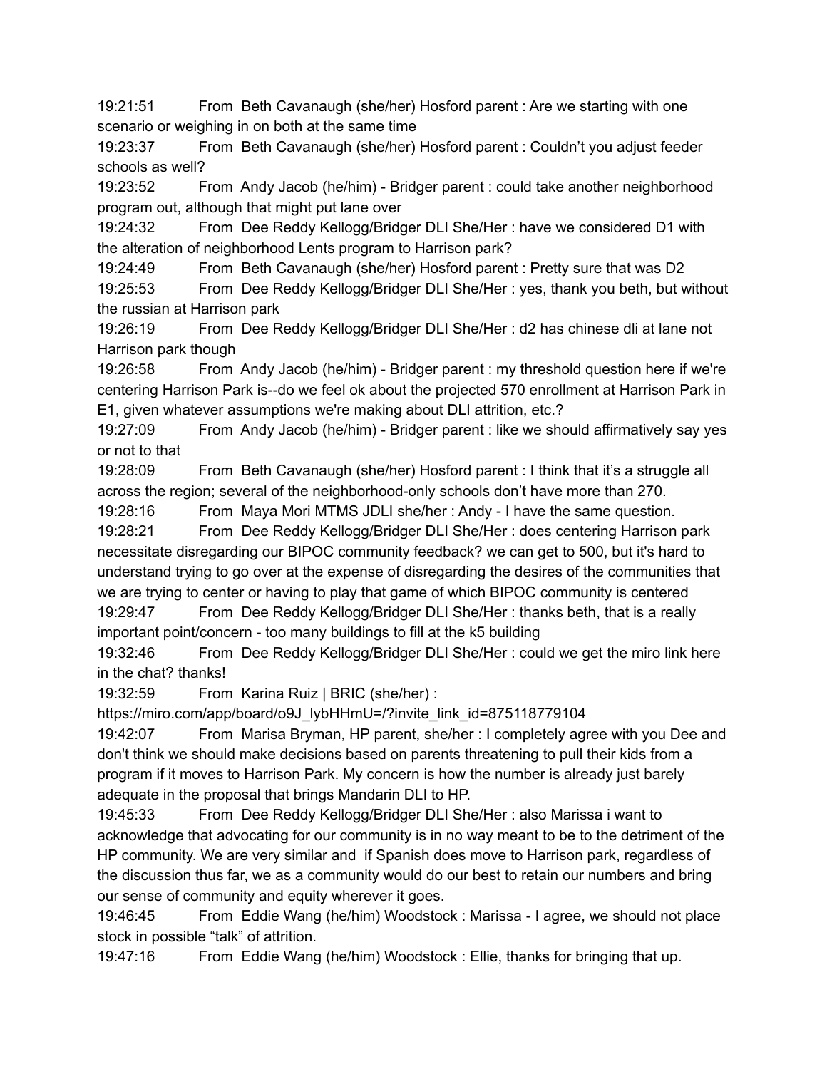19:21:51 From Beth Cavanaugh (she/her) Hosford parent : Are we starting with one scenario or weighing in on both at the same time

19:23:37 From Beth Cavanaugh (she/her) Hosford parent : Couldn't you adjust feeder schools as well?

19:23:52 From Andy Jacob (he/him) - Bridger parent : could take another neighborhood program out, although that might put lane over

19:24:32 From Dee Reddy Kellogg/Bridger DLI She/Her : have we considered D1 with the alteration of neighborhood Lents program to Harrison park?

19:24:49 From Beth Cavanaugh (she/her) Hosford parent : Pretty sure that was D2

19:25:53 From Dee Reddy Kellogg/Bridger DLI She/Her : yes, thank you beth, but without the russian at Harrison park

19:26:19 From Dee Reddy Kellogg/Bridger DLI She/Her : d2 has chinese dli at lane not Harrison park though

19:26:58 From Andy Jacob (he/him) - Bridger parent : my threshold question here if we're centering Harrison Park is--do we feel ok about the projected 570 enrollment at Harrison Park in E1, given whatever assumptions we're making about DLI attrition, etc.?

19:27:09 From Andy Jacob (he/him) - Bridger parent : like we should affirmatively say yes or not to that

19:28:09 From Beth Cavanaugh (she/her) Hosford parent : I think that it's a struggle all across the region; several of the neighborhood-only schools don't have more than 270.

19:28:16 From Maya Mori MTMS JDLI she/her : Andy - I have the same question.

19:28:21 From Dee Reddy Kellogg/Bridger DLI She/Her : does centering Harrison park necessitate disregarding our BIPOC community feedback? we can get to 500, but it's hard to understand trying to go over at the expense of disregarding the desires of the communities that we are trying to center or having to play that game of which BIPOC community is centered

19:29:47 From Dee Reddy Kellogg/Bridger DLI She/Her : thanks beth, that is a really important point/concern - too many buildings to fill at the k5 building

19:32:46 From Dee Reddy Kellogg/Bridger DLI She/Her : could we get the miro link here in the chat? thanks!

19:32:59 From Karina Ruiz | BRIC (she/her) : https://miro.com/app/board/o9J_lybHHmU=/?invite_link_id=875118779104

19:42:07 From Marisa Bryman, HP parent, she/her : I completely agree with you Dee and don't think we should make decisions based on parents threatening to pull their kids from a program if it moves to Harrison Park. My concern is how the number is already just barely adequate in the proposal that brings Mandarin DLI to HP.

19:45:33 From Dee Reddy Kellogg/Bridger DLI She/Her : also Marissa i want to acknowledge that advocating for our community is in no way meant to be to the detriment of the HP community. We are very similar and if Spanish does move to Harrison park, regardless of the discussion thus far, we as a community would do our best to retain our numbers and bring our sense of community and equity wherever it goes.

19:46:45 From Eddie Wang (he/him) Woodstock : Marissa - I agree, we should not place stock in possible "talk" of attrition.

19:47:16 From Eddie Wang (he/him) Woodstock : Ellie, thanks for bringing that up.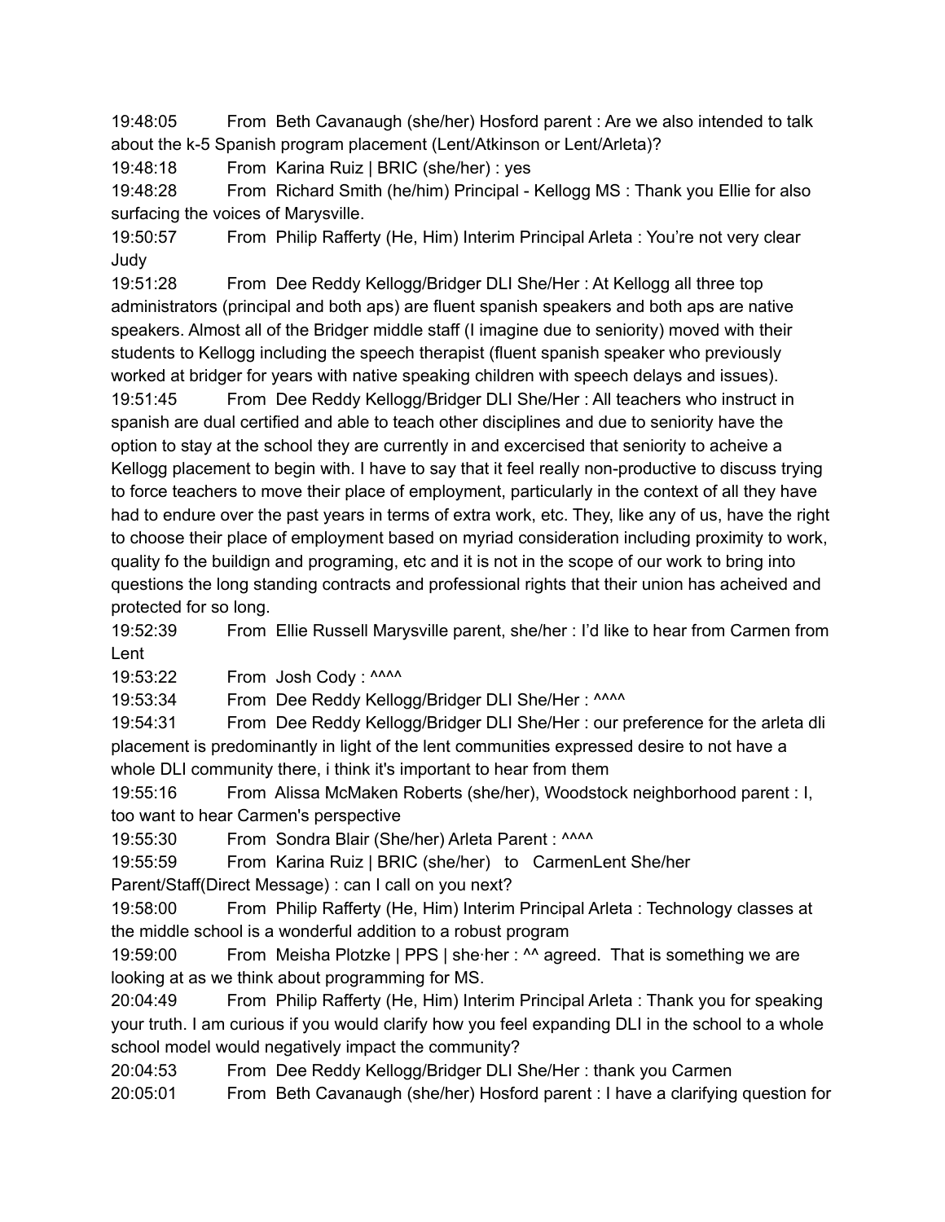19:48:05 From Beth Cavanaugh (she/her) Hosford parent : Are we also intended to talk about the k-5 Spanish program placement (Lent/Atkinson or Lent/Arleta)?

19:48:18 From Karina Ruiz | BRIC (she/her) : yes

19:48:28 From Richard Smith (he/him) Principal - Kellogg MS : Thank you Ellie for also surfacing the voices of Marysville.

19:50:57 From Philip Rafferty (He, Him) Interim Principal Arleta : You're not very clear Judy

19:51:28 From Dee Reddy Kellogg/Bridger DLI She/Her : At Kellogg all three top administrators (principal and both aps) are fluent spanish speakers and both aps are native speakers. Almost all of the Bridger middle staff (I imagine due to seniority) moved with their students to Kellogg including the speech therapist (fluent spanish speaker who previously worked at bridger for years with native speaking children with speech delays and issues).

19:51:45 From Dee Reddy Kellogg/Bridger DLI She/Her : All teachers who instruct in spanish are dual certified and able to teach other disciplines and due to seniority have the option to stay at the school they are currently in and excercised that seniority to acheive a Kellogg placement to begin with. I have to say that it feel really non-productive to discuss trying to force teachers to move their place of employment, particularly in the context of all they have had to endure over the past years in terms of extra work, etc. They, like any of us, have the right to choose their place of employment based on myriad consideration including proximity to work, quality fo the buildign and programing, etc and it is not in the scope of our work to bring into questions the long standing contracts and professional rights that their union has acheived and protected for so long.

19:52:39 From Ellie Russell Marysville parent, she/her : I'd like to hear from Carmen from Lent

19:53:22 From Josh Cody : ^^^^

19:53:34 From Dee Reddy Kellogg/Bridger DLI She/Her : ^^^^

19:54:31 From Dee Reddy Kellogg/Bridger DLI She/Her : our preference for the arleta dli placement is predominantly in light of the lent communities expressed desire to not have a whole DLI community there, i think it's important to hear from them

19:55:16 From Alissa McMaken Roberts (she/her), Woodstock neighborhood parent : I, too want to hear Carmen's perspective

19:55:30 From Sondra Blair (She/her) Arleta Parent : ^^^^

19:55:59 From Karina Ruiz | BRIC (she/her) to CarmenLent She/her Parent/Staff(Direct Message) : can I call on you next?

19:58:00 From Philip Rafferty (He, Him) Interim Principal Arleta : Technology classes at the middle school is a wonderful addition to a robust program

19:59:00 From Meisha Plotzke | PPS | she·her : ^^ agreed. That is something we are looking at as we think about programming for MS.

20:04:49 From Philip Rafferty (He, Him) Interim Principal Arleta : Thank you for speaking your truth. I am curious if you would clarify how you feel expanding DLI in the school to a whole school model would negatively impact the community?

20:04:53 From Dee Reddy Kellogg/Bridger DLI She/Her : thank you Carmen

20:05:01 From Beth Cavanaugh (she/her) Hosford parent : I have a clarifying question for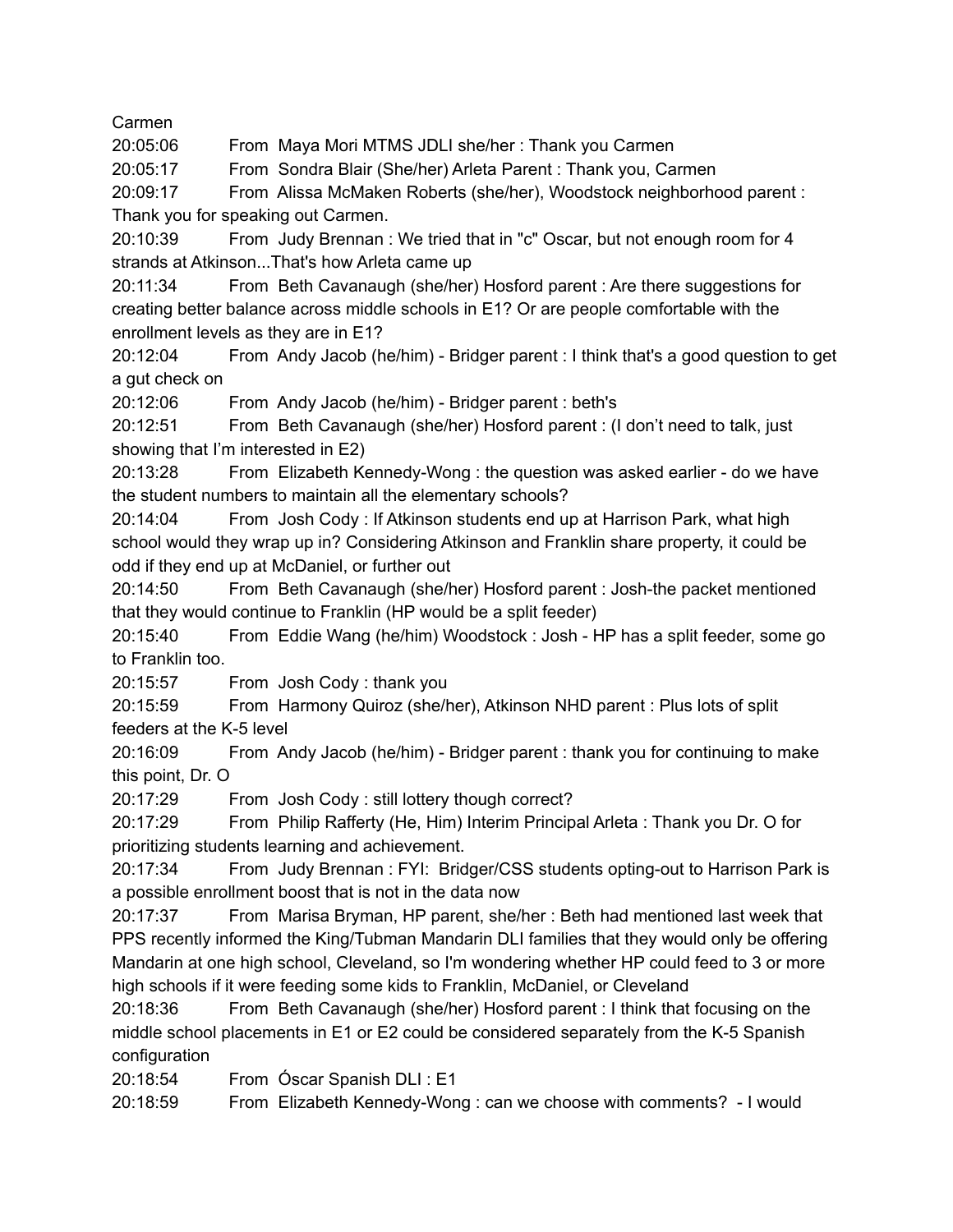Carmen

20:05:06 From Maya Mori MTMS JDLI she/her : Thank you Carmen

20:05:17 From Sondra Blair (She/her) Arleta Parent : Thank you, Carmen

20:09:17 From Alissa McMaken Roberts (she/her), Woodstock neighborhood parent : Thank you for speaking out Carmen.

20:10:39 From Judy Brennan : We tried that in "c" Oscar, but not enough room for 4 strands at Atkinson...That's how Arleta came up

20:11:34 From Beth Cavanaugh (she/her) Hosford parent : Are there suggestions for creating better balance across middle schools in E1? Or are people comfortable with the enrollment levels as they are in E1?

20:12:04 From Andy Jacob (he/him) - Bridger parent : I think that's a good question to get a gut check on

20:12:06 From Andy Jacob (he/him) - Bridger parent : beth's

20:12:51 From Beth Cavanaugh (she/her) Hosford parent : (I don't need to talk, just showing that I'm interested in E2)

20:13:28 From Elizabeth Kennedy-Wong : the question was asked earlier - do we have the student numbers to maintain all the elementary schools?

20:14:04 From Josh Cody : If Atkinson students end up at Harrison Park, what high school would they wrap up in? Considering Atkinson and Franklin share property, it could be odd if they end up at McDaniel, or further out

20:14:50 From Beth Cavanaugh (she/her) Hosford parent : Josh-the packet mentioned that they would continue to Franklin (HP would be a split feeder)

20:15:40 From Eddie Wang (he/him) Woodstock : Josh - HP has a split feeder, some go to Franklin too.

20:15:57 From Josh Cody : thank you

20:15:59 From Harmony Quiroz (she/her), Atkinson NHD parent : Plus lots of split feeders at the K-5 level

20:16:09 From Andy Jacob (he/him) - Bridger parent : thank you for continuing to make this point, Dr. O

20:17:29 From Josh Cody : still lottery though correct?

20:17:29 From Philip Rafferty (He, Him) Interim Principal Arleta : Thank you Dr. O for prioritizing students learning and achievement.

20:17:34 From Judy Brennan : FYI: Bridger/CSS students opting-out to Harrison Park is a possible enrollment boost that is not in the data now

20:17:37 From Marisa Bryman, HP parent, she/her : Beth had mentioned last week that PPS recently informed the King/Tubman Mandarin DLI families that they would only be offering Mandarin at one high school, Cleveland, so I'm wondering whether HP could feed to 3 or more high schools if it were feeding some kids to Franklin, McDaniel, or Cleveland

20:18:36 From Beth Cavanaugh (she/her) Hosford parent : I think that focusing on the middle school placements in E1 or E2 could be considered separately from the K-5 Spanish configuration

20:18:54 From Óscar Spanish DLI : E1

20:18:59 From Elizabeth Kennedy-Wong : can we choose with comments? - I would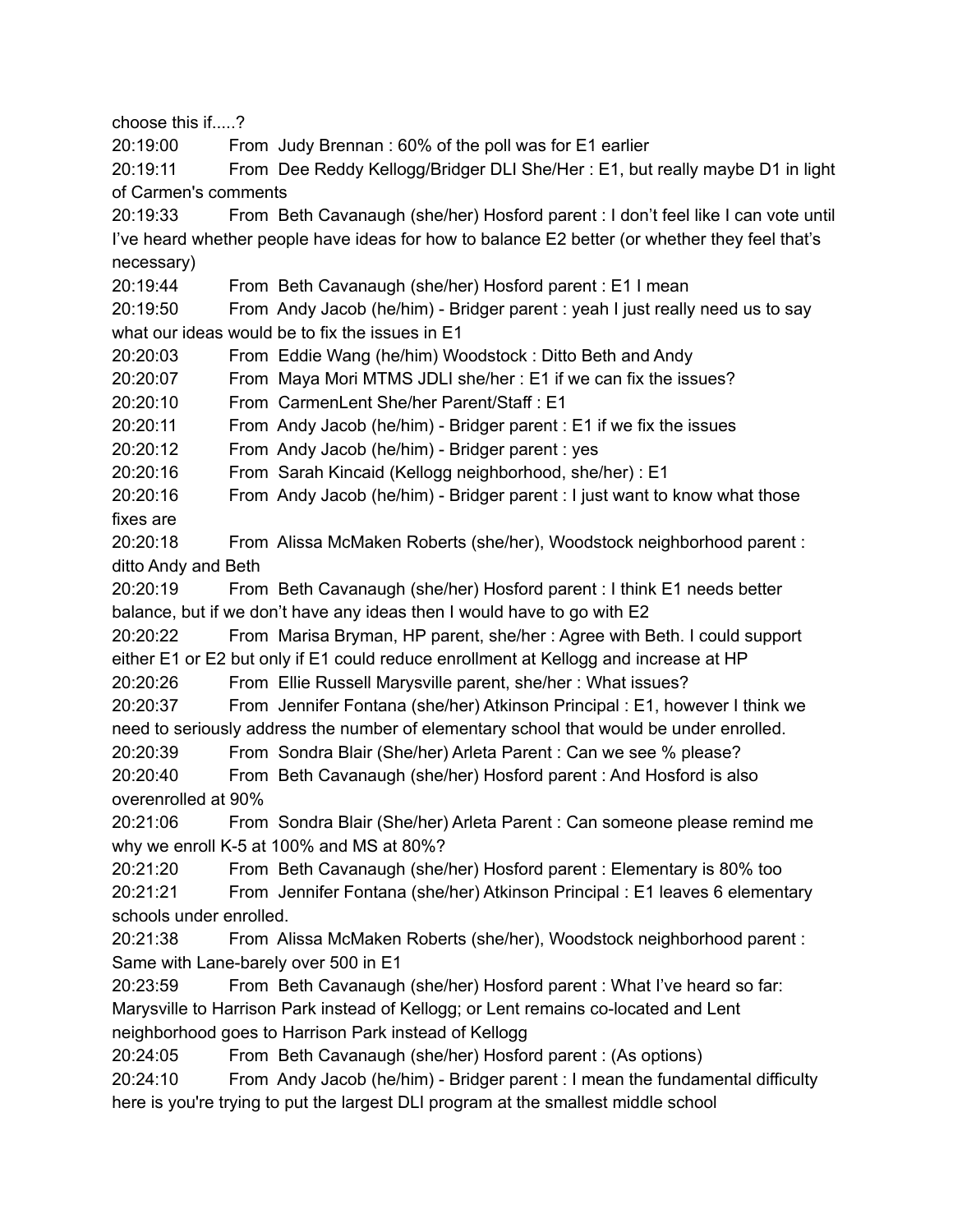choose this if.....?

20:19:00 From Judy Brennan : 60% of the poll was for E1 earlier

20:19:11 From Dee Reddy Kellogg/Bridger DLI She/Her : E1, but really maybe D1 in light of Carmen's comments

20:19:33 From Beth Cavanaugh (she/her) Hosford parent : I don't feel like I can vote until I've heard whether people have ideas for how to balance E2 better (or whether they feel that's necessary)

20:19:44 From Beth Cavanaugh (she/her) Hosford parent : E1 I mean

20:19:50 From Andy Jacob (he/him) - Bridger parent : yeah I just really need us to say what our ideas would be to fix the issues in E1

20:20:03 From Eddie Wang (he/him) Woodstock : Ditto Beth and Andy

20:20:07 From Maya Mori MTMS JDLI she/her : E1 if we can fix the issues?

20:20:10 From CarmenLent She/her Parent/Staff : E1

20:20:11 From Andy Jacob (he/him) - Bridger parent : E1 if we fix the issues

20:20:12 From Andy Jacob (he/him) - Bridger parent : yes

20:20:16 From Sarah Kincaid (Kellogg neighborhood, she/her) : E1

20:20:16 From Andy Jacob (he/him) - Bridger parent : I just want to know what those fixes are

20:20:18 From Alissa McMaken Roberts (she/her), Woodstock neighborhood parent : ditto Andy and Beth

20:20:19 From Beth Cavanaugh (she/her) Hosford parent : I think E1 needs better balance, but if we don't have any ideas then I would have to go with E2

20:20:22 From Marisa Bryman, HP parent, she/her : Agree with Beth. I could support either E1 or E2 but only if E1 could reduce enrollment at Kellogg and increase at HP

20:20:26 From Ellie Russell Marysville parent, she/her : What issues?

20:20:37 From Jennifer Fontana (she/her) Atkinson Principal : E1, however I think we need to seriously address the number of elementary school that would be under enrolled.

20:20:39 From Sondra Blair (She/her) Arleta Parent : Can we see % please?

20:20:40 From Beth Cavanaugh (she/her) Hosford parent : And Hosford is also overenrolled at 90%

20:21:06 From Sondra Blair (She/her) Arleta Parent : Can someone please remind me why we enroll K-5 at 100% and MS at 80%?

20:21:20 From Beth Cavanaugh (she/her) Hosford parent : Elementary is 80% too

20:21:21 From Jennifer Fontana (she/her) Atkinson Principal : E1 leaves 6 elementary schools under enrolled.

20:21:38 From Alissa McMaken Roberts (she/her), Woodstock neighborhood parent : Same with Lane-barely over 500 in E1

20:23:59 From Beth Cavanaugh (she/her) Hosford parent : What I've heard so far: Marysville to Harrison Park instead of Kellogg; or Lent remains co-located and Lent neighborhood goes to Harrison Park instead of Kellogg

20:24:05 From Beth Cavanaugh (she/her) Hosford parent : (As options)

20:24:10 From Andy Jacob (he/him) - Bridger parent : I mean the fundamental difficulty here is you're trying to put the largest DLI program at the smallest middle school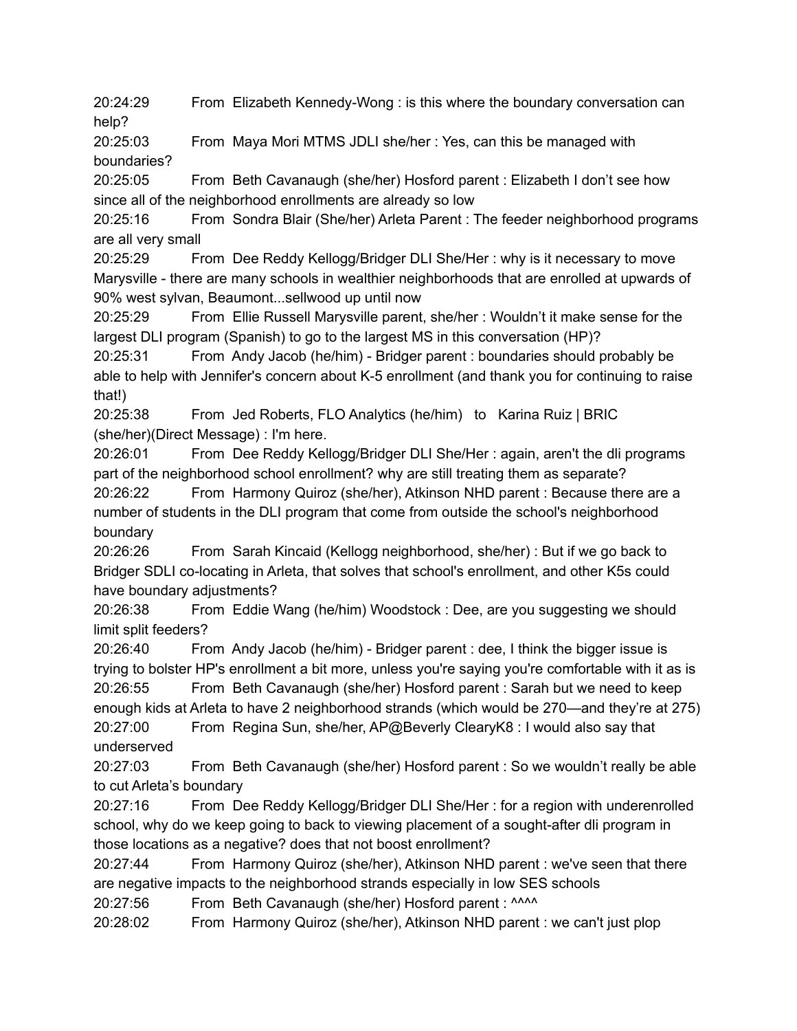20:24:29 From Elizabeth Kennedy-Wong : is this where the boundary conversation can help?

20:25:03 From Maya Mori MTMS JDLI she/her : Yes, can this be managed with boundaries?

20:25:05 From Beth Cavanaugh (she/her) Hosford parent : Elizabeth I don't see how since all of the neighborhood enrollments are already so low

20:25:16 From Sondra Blair (She/her) Arleta Parent : The feeder neighborhood programs are all very small

20:25:29 From Dee Reddy Kellogg/Bridger DLI She/Her : why is it necessary to move Marysville - there are many schools in wealthier neighborhoods that are enrolled at upwards of 90% west sylvan, Beaumont...sellwood up until now

20:25:29 From Ellie Russell Marysville parent, she/her : Wouldn't it make sense for the largest DLI program (Spanish) to go to the largest MS in this conversation (HP)?

20:25:31 From Andy Jacob (he/him) - Bridger parent : boundaries should probably be able to help with Jennifer's concern about K-5 enrollment (and thank you for continuing to raise that!)

20:25:38 From Jed Roberts, FLO Analytics (he/him) to Karina Ruiz | BRIC (she/her)(Direct Message) : I'm here.

20:26:01 From Dee Reddy Kellogg/Bridger DLI She/Her : again, aren't the dli programs part of the neighborhood school enrollment? why are still treating them as separate?

20:26:22 From Harmony Quiroz (she/her), Atkinson NHD parent : Because there are a number of students in the DLI program that come from outside the school's neighborhood boundary

20:26:26 From Sarah Kincaid (Kellogg neighborhood, she/her) : But if we go back to Bridger SDLI co-locating in Arleta, that solves that school's enrollment, and other K5s could have boundary adjustments?

20:26:38 From Eddie Wang (he/him) Woodstock : Dee, are you suggesting we should limit split feeders?

20:26:40 From Andy Jacob (he/him) - Bridger parent : dee, I think the bigger issue is trying to bolster HP's enrollment a bit more, unless you're saying you're comfortable with it as is

20:26:55 From Beth Cavanaugh (she/her) Hosford parent : Sarah but we need to keep enough kids at Arleta to have 2 neighborhood strands (which would be 270—and they're at 275)

20:27:00 From Regina Sun, she/her, AP@Beverly ClearyK8 : I would also say that underserved

20:27:03 From Beth Cavanaugh (she/her) Hosford parent : So we wouldn't really be able to cut Arleta's boundary

20:27:16 From Dee Reddy Kellogg/Bridger DLI She/Her : for a region with underenrolled school, why do we keep going to back to viewing placement of a sought-after dli program in those locations as a negative? does that not boost enrollment?

20:27:44 From Harmony Quiroz (she/her), Atkinson NHD parent : we've seen that there are negative impacts to the neighborhood strands especially in low SES schools

20:27:56 From Beth Cavanaugh (she/her) Hosford parent : ^^^^

20:28:02 From Harmony Quiroz (she/her), Atkinson NHD parent : we can't just plop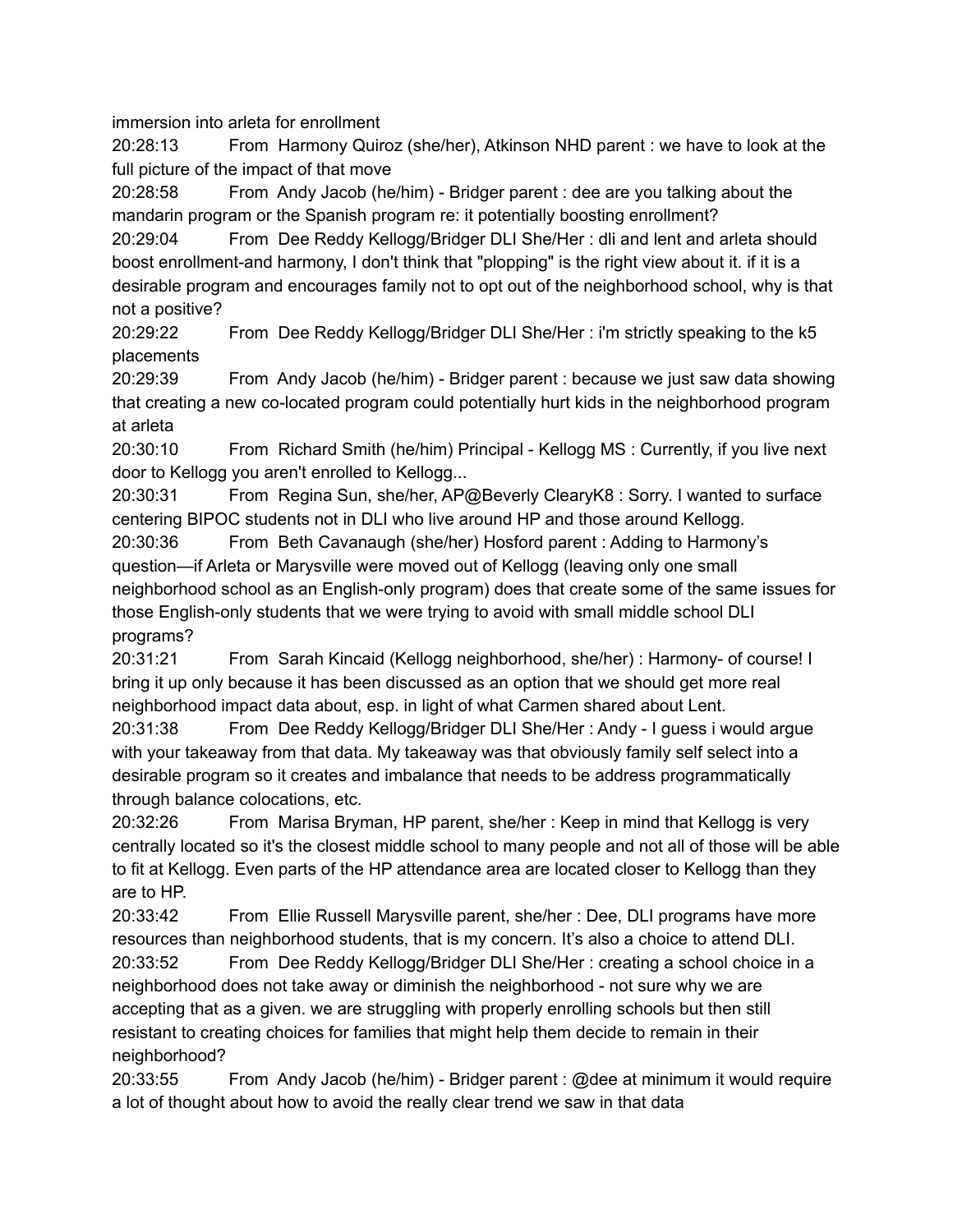immersion into arleta for enrollment

20:28:13 From Harmony Quiroz (she/her), Atkinson NHD parent : we have to look at the full picture of the impact of that move

20:28:58 From Andy Jacob (he/him) - Bridger parent : dee are you talking about the mandarin program or the Spanish program re: it potentially boosting enrollment?

20:29:04 From Dee Reddy Kellogg/Bridger DLI She/Her : dli and lent and arleta should boost enrollment-and harmony, I don't think that "plopping" is the right view about it. if it is a desirable program and encourages family not to opt out of the neighborhood school, why is that not a positive?

20:29:22 From Dee Reddy Kellogg/Bridger DLI She/Her : i'm strictly speaking to the k5 placements

20:29:39 From Andy Jacob (he/him) - Bridger parent : because we just saw data showing that creating a new co-located program could potentially hurt kids in the neighborhood program at arleta

20:30:10 From Richard Smith (he/him) Principal - Kellogg MS : Currently, if you live next door to Kellogg you aren't enrolled to Kellogg...

20:30:31 From Regina Sun, she/her, AP@Beverly ClearyK8 : Sorry. I wanted to surface centering BIPOC students not in DLI who live around HP and those around Kellogg.

20:30:36 From Beth Cavanaugh (she/her) Hosford parent : Adding to Harmony's question—if Arleta or Marysville were moved out of Kellogg (leaving only one small neighborhood school as an English-only program) does that create some of the same issues for those English-only students that we were trying to avoid with small middle school DLI programs?

20:31:21 From Sarah Kincaid (Kellogg neighborhood, she/her) : Harmony- of course! I bring it up only because it has been discussed as an option that we should get more real neighborhood impact data about, esp. in light of what Carmen shared about Lent.

20:31:38 From Dee Reddy Kellogg/Bridger DLI She/Her : Andy - I guess i would argue with your takeaway from that data. My takeaway was that obviously family self select into a desirable program so it creates and imbalance that needs to be address programmatically through balance colocations, etc.

20:32:26 From Marisa Bryman, HP parent, she/her : Keep in mind that Kellogg is very centrally located so it's the closest middle school to many people and not all of those will be able to fit at Kellogg. Even parts of the HP attendance area are located closer to Kellogg than they are to HP.

20:33:42 From Ellie Russell Marysville parent, she/her : Dee, DLI programs have more resources than neighborhood students, that is my concern. It's also a choice to attend DLI.

20:33:52 From Dee Reddy Kellogg/Bridger DLI She/Her : creating a school choice in a neighborhood does not take away or diminish the neighborhood - not sure why we are accepting that as a given. we are struggling with properly enrolling schools but then still resistant to creating choices for families that might help them decide to remain in their neighborhood?

20:33:55 From Andy Jacob (he/him) - Bridger parent : @dee at minimum it would require a lot of thought about how to avoid the really clear trend we saw in that data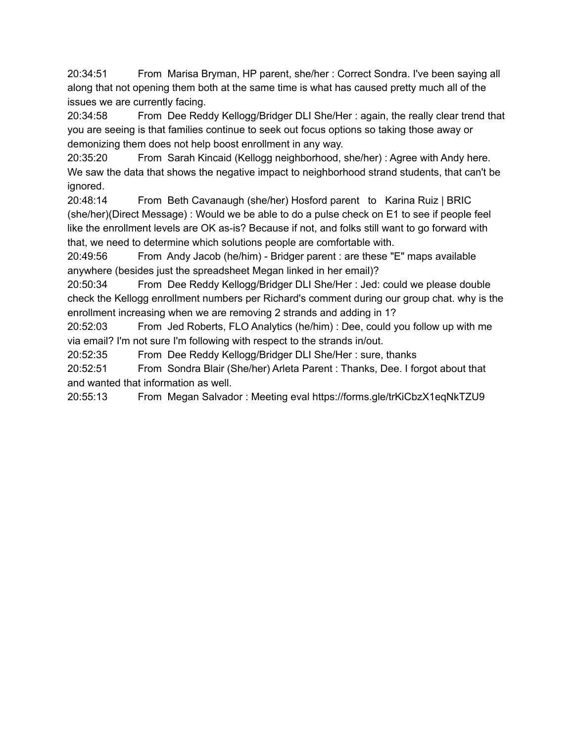20:34:51 From Marisa Bryman, HP parent, she/her : Correct Sondra. I've been saying all along that not opening them both at the same time is what has caused pretty much all of the issues we are currently facing.

20:34:58 From Dee Reddy Kellogg/Bridger DLI She/Her : again, the really clear trend that you are seeing is that families continue to seek out focus options so taking those away or demonizing them does not help boost enrollment in any way.

20:35:20 From Sarah Kincaid (Kellogg neighborhood, she/her) : Agree with Andy here. We saw the data that shows the negative impact to neighborhood strand students, that can't be ignored.

20:48:14 From Beth Cavanaugh (she/her) Hosford parent to Karina Ruiz | BRIC (she/her)(Direct Message) : Would we be able to do a pulse check on E1 to see if people feel like the enrollment levels are OK as-is? Because if not, and folks still want to go forward with that, we need to determine which solutions people are comfortable with.

20:49:56 From Andy Jacob (he/him) - Bridger parent : are these "E" maps available anywhere (besides just the spreadsheet Megan linked in her email)?

20:50:34 From Dee Reddy Kellogg/Bridger DLI She/Her : Jed: could we please double check the Kellogg enrollment numbers per Richard's comment during our group chat. why is the enrollment increasing when we are removing 2 strands and adding in 1?

20:52:03 From Jed Roberts, FLO Analytics (he/him) : Dee, could you follow up with me via email? I'm not sure I'm following with respect to the strands in/out.

20:52:35 From Dee Reddy Kellogg/Bridger DLI She/Her : sure, thanks

20:52:51 From Sondra Blair (She/her) Arleta Parent : Thanks, Dee. I forgot about that and wanted that information as well.

20:55:13 From Megan Salvador : Meeting eval https://forms.gle/trKiCbzX1eqNkTZU9